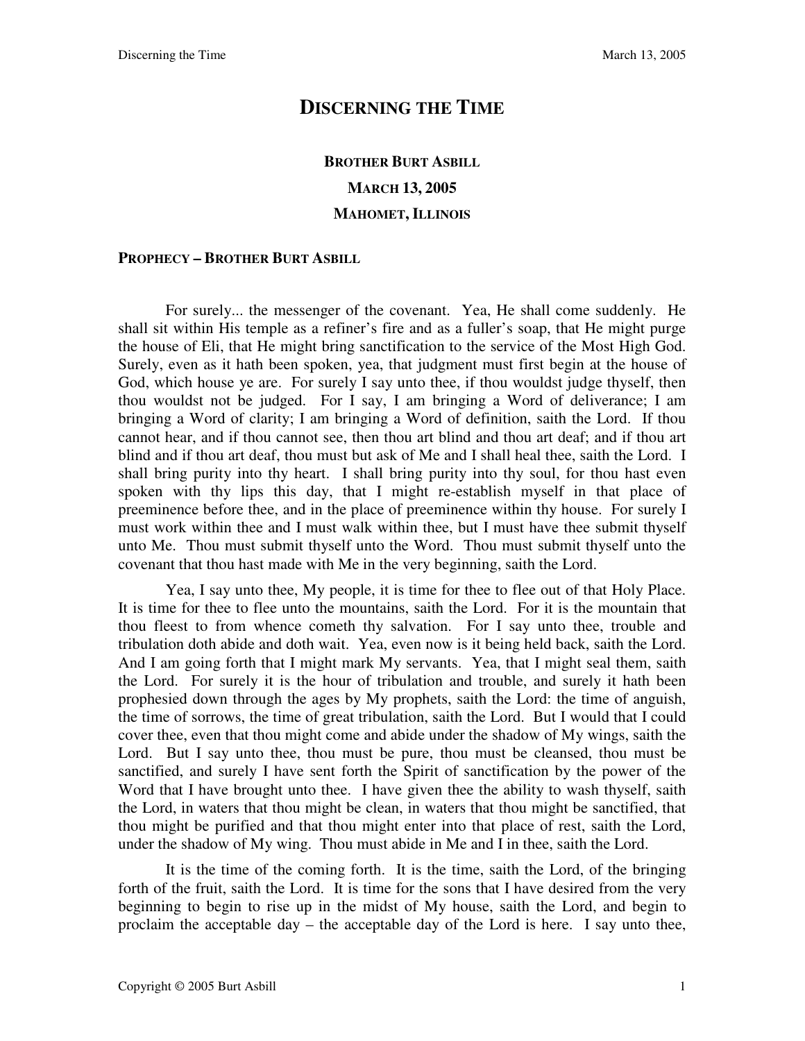# Discerning the Time

**Brother Burt Asbill**

**March 13, 2005**

**Mahomet, Illinois**

## Prophecy – Brother Burt Asbill

For surely... the messenger of the covenant. Yea, He shall come suddenly. He shall sit within His temple as a refiner's fire and as a fuller's soap, that He might purge the house of Eli, that He might bring sanctification to the service of the Most High God. Surely, even as it hath been spoken, yea, that judgment must first begin at the house of God, which house ye are. For surely I say unto thee, if thou wouldst judge thyself, then thou wouldst not be judged. For I say, I am bringing a Word of deliverance; I am bringing a Word of clarity; I am bringing a Word of definition, saith the Lord. If thou cannot hear, and if thou cannot see, then thou art blind and thou art deaf; and if thou art blind and if thou art deaf, thou must but ask of Me and I shall heal thee, saith the Lord. I shall bring purity into thy heart. I shall bring purity into thy soul, for thou hast even spoken with thy lips this day, that I might re-establish myself in that place of preeminence before thee, and in the place of preeminence within thy house. For surely I must work within thee and I must walk within thee, but I must have thee submit thyself unto Me. Thou must submit thyself unto the Word. Thou must submit thyself unto the covenant that thou hast made with Me in the very beginning, saith the Lord.

Yea, I say unto thee, My people, it is time for thee to flee out of that Holy Place. It is time for thee to flee unto the mountains, saith the Lord. For it is the mountain that thou fleest to from whence cometh thy salvation. For I say unto thee, trouble and tribulation doth abide and doth wait. Yea, even now is it being held back, saith the Lord. And I am going forth that I might mark My servants. Yea, that I might seal them, saith the Lord. For surely it is the hour of tribulation and trouble, and surely it hath been prophesied down through the ages by My prophets, saith the Lord: the time of anguish, the time of sorrows, the time of great tribulation, saith the Lord. But I would that I could cover thee, even that thou might come and abide under the shadow of My wings, saith the Lord. But I say unto thee, thou must be pure, thou must be cleansed, thou must be sanctified, and surely I have sent forth the Spirit of sanctification by the power of the Word that I have brought unto thee. I have given thee the ability to wash thyself, saith the Lord, in waters that thou might be clean, in waters that thou might be sanctified, that thou might be purified and that thou might enter into that place of rest, saith the Lord, under the shadow of My wing. Thou must abide in Me and I in thee, saith the Lord.

It is the time of the coming forth. It is the time, saith the Lord, of the bringing forth of the fruit, saith the Lord. It is time for the sons that I have desired from the very beginning to begin to rise up in the midst of My house, saith the Lord, and begin to proclaim the acceptable day – the acceptable day of the Lord is here. I say unto thee,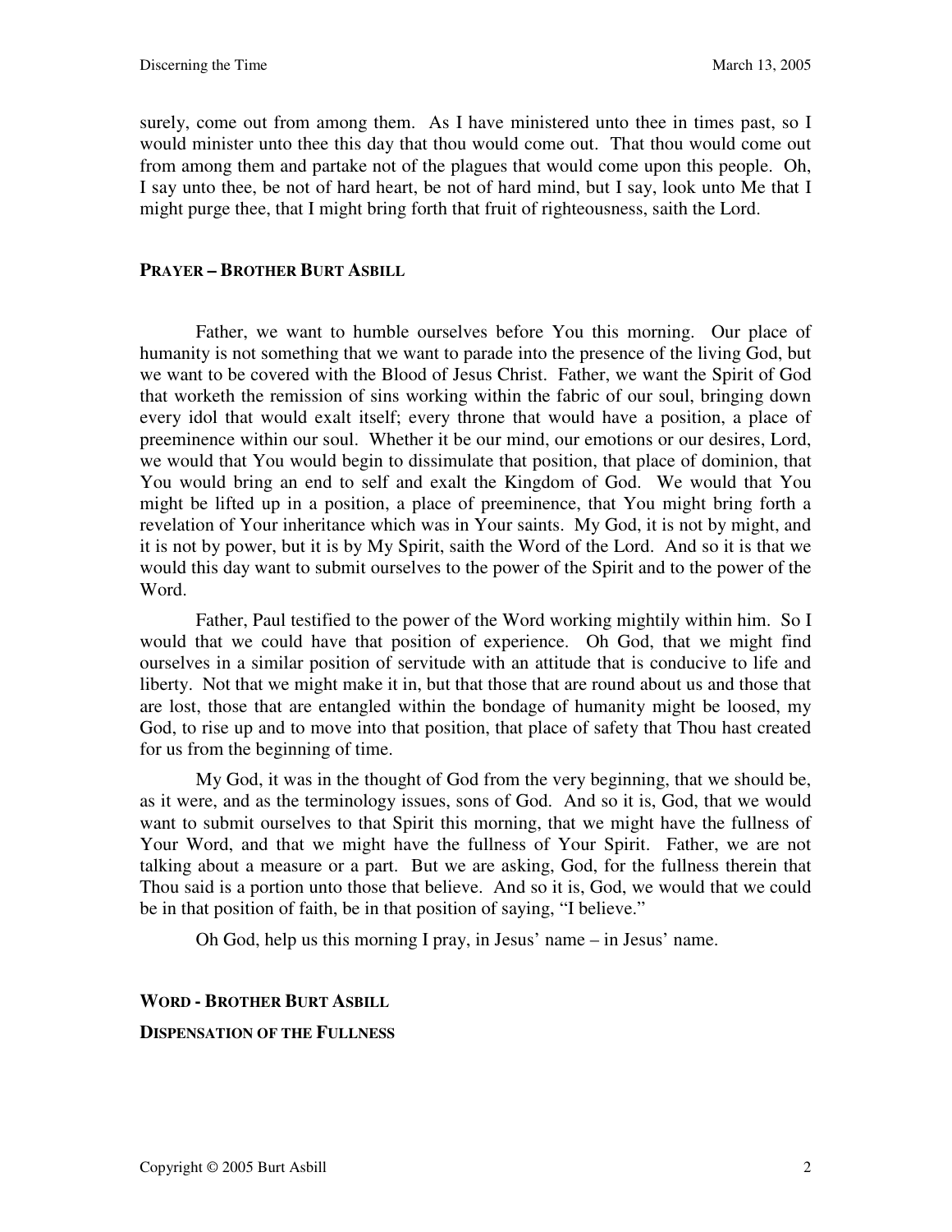surely, come out from among them. As I have ministered unto thee in times past, so I would minister unto thee this day that thou would come out. That thou would come out from among them and partake not of the plagues that would come upon this people. Oh, I say unto thee, be not of hard heart, be not of hard mind, but I say, look unto Me that I might purge thee, that I might bring forth that fruit of righteousness, saith the Lord.

**PRAYER – BROTHER BURT ASBILL**

Father, we want to humble ourselves before You this morning. Our place of humanity is not something that we want to parade into the presence of the living God, but we want to be covered with the Blood of Jesus Christ. Father, we want the Spirit of God that worketh the remission of sins working within the fabric of our soul, bringing down every idol that would exalt itself; every throne that would have a position, a place of preeminence within our soul. Whether it be our mind, our emotions or our desires, Lord, we would that You would begin to dissimulate that position, that place of dominion, that You would bring an end to self and exalt the Kingdom of God. We would that You might be lifted up in a position, a place of preeminence, that You might bring forth a revelation of Your inheritance which was in Your saints. My God, it is not by might, and it is not by power, but it is by My Spirit, saith the Word of the Lord. And so it is that we would this day want to submit ourselves to the power of the Spirit and to the power of the Word.

Father, Paul testified to the power of the Word working mightily within him. So I would that we could have that position of experience. Oh God, that we might find ourselves in a similar position of servitude with an attitude that is conducive to life and liberty. Not that we might make it in, but that those that are round about us and those that are lost, those that are entangled within the bondage of humanity might be loosed, my God, to rise up and to move into that position, that place of safety that Thou hast created for us from the beginning of time.

My God, it was in the thought of God from the very beginning, that we should be, as it were, and as the terminology issues, sons of God. And so it is, God, that we would want to submit ourselves to that Spirit this morning, that we might have the fullness of Your Word, and that we might have the fullness of Your Spirit. Father, we are not talking about a measure or a part. But we are asking, God, for the fullness therein that Thou said is a portion unto those that believe. And so it is, God, we would that we could be in that position of faith, be in that position of saying, "I believe."

Oh God, help us this morning I pray, in Jesus' name – in Jesus' name.

**WORD - BROTHER BURT ASBILL**

**DISPENSATION OF THE FULLNESS**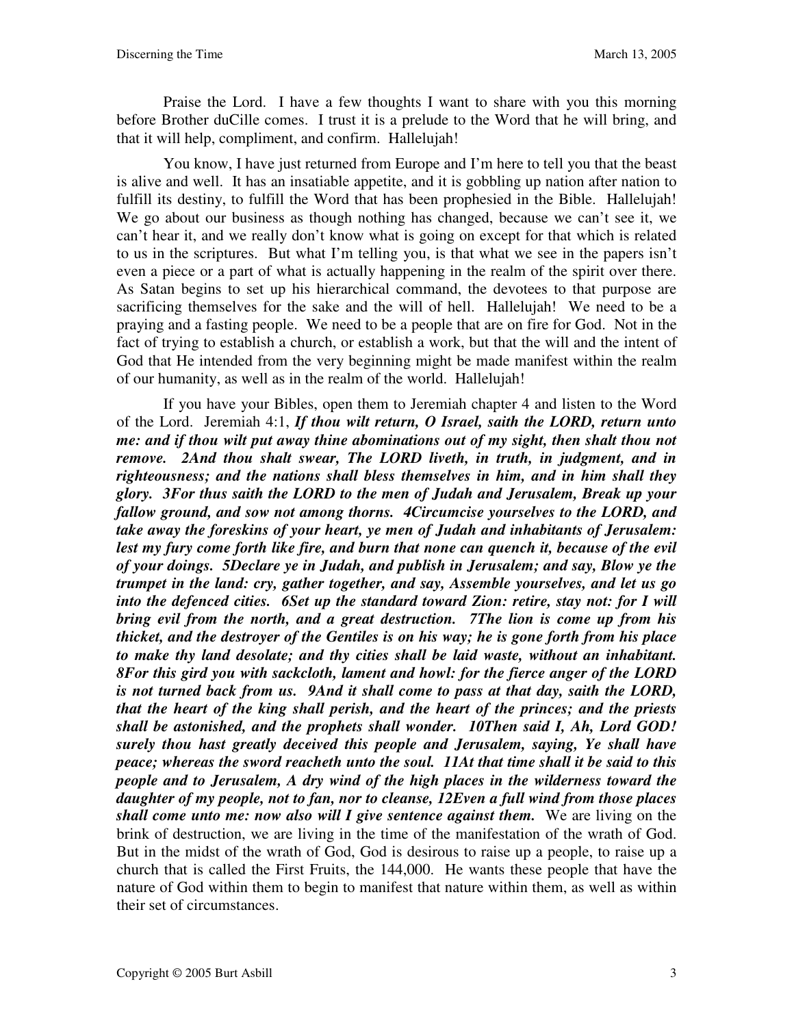Praise the Lord. I have a few thoughts I want to share with you this morning before Brother duCille comes. I trust it is a prelude to the Word that he will bring, and that it will help, compliment, and confirm. Hallelujah!

You know, I have just returned from Europe and I'm here to tell you that the beast is alive and well. It has an insatiable appetite, and it is gobbling up nation after nation to fulfill its destiny, to fulfill the Word that has been prophesied in the Bible. Hallelujah! We go about our business as though nothing has changed, because we can't see it, we can't hear it, and we really don't know what is going on except for that which is related to us in the scriptures. But what I'm telling you, is that what we see in the papers isn't even a piece or a part of what is actually happening in the realm of the spirit over there. As Satan begins to set up his hierarchical command, the devotees to that purpose are sacrificing themselves for the sake and the will of hell. Hallelujah! We need to be a praying and a fasting people. We need to be a people that are on fire for God. Not in the fact of trying to establish a church, or establish a work, but that the will and the intent of God that He intended from the very beginning might be made manifest within the realm of our humanity, as well as in the realm of the world. Hallelujah!

If you have your Bibles, open them to Jeremiah chapter 4 and listen to the Word of the Lord. Jeremiah 4:1, ***If thou wilt return, O Israel, saith the LORD, return unto me: and if thou wilt put away thine abominations out of my sight, then shalt thou not remove. 2And thou shalt swear, The LORD liveth, in truth, in judgment, and in righteousness; and the nations shall bless themselves in him, and in him shall they glory. 3For thus saith the LORD to the men of Judah and Jerusalem, Break up your fallow ground, and sow not among thorns. 4Circumcise yourselves to the LORD, and take away the foreskins of your heart, ye men of Judah and inhabitants of Jerusalem: lest my fury come forth like fire, and burn that none can quench it, because of the evil of your doings. 5Declare ye in Judah, and publish in Jerusalem; and say, Blow ye the trumpet in the land: cry, gather together, and say, Assemble yourselves, and let us go into the defenced cities. 6Set up the standard toward Zion: retire, stay not: for I will bring evil from the north, and a great destruction. 7The lion is come up from his thicket, and the destroyer of the Gentiles is on his way; he is gone forth from his place to make thy land desolate; and thy cities shall be laid waste, without an inhabitant. 8For this gird you with sackcloth, lament and howl: for the fierce anger of the LORD is not turned back from us. 9And it shall come to pass at that day, saith the LORD, that the heart of the king shall perish, and the heart of the princes; and the priests shall be astonished, and the prophets shall wonder. 10Then said I, Ah, Lord GOD! surely thou hast greatly deceived this people and Jerusalem, saying, Ye shall have peace; whereas the sword reacheth unto the soul. 11At that time shall it be said to this people and to Jerusalem, A dry wind of the high places in the wilderness toward the daughter of my people, not to fan, nor to cleanse, 12Even a full wind from those places shall come unto me: now also will I give sentence against them.*** We are living on the brink of destruction, we are living in the time of the manifestation of the wrath of God. But in the midst of the wrath of God, God is desirous to raise up a people, to raise up a church that is called the First Fruits, the 144,000. He wants these people that have the nature of God within them to begin to manifest that nature within them, as well as within their set of circumstances.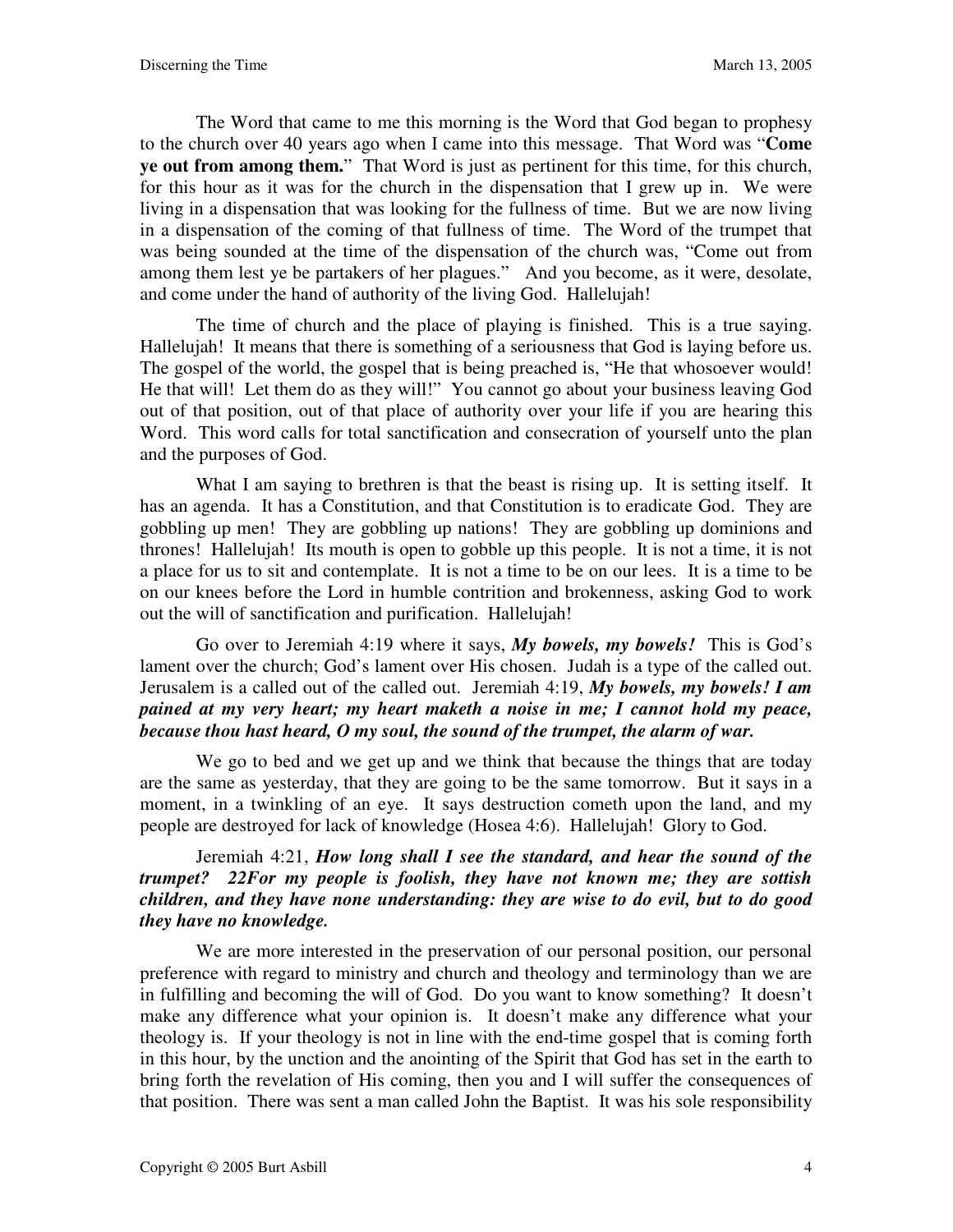The Word that came to me this morning is the Word that God began to prophesy to the church over 40 years ago when I came into this message. That Word was "**Come ye out from among them.**" That Word is just as pertinent for this time, for this church, for this hour as it was for the church in the dispensation that I grew up in. We were living in a dispensation that was looking for the fullness of time. But we are now living in a dispensation of the coming of that fullness of time. The Word of the trumpet that was being sounded at the time of the dispensation of the church was, "Come out from among them lest ye be partakers of her plagues." And you become, as it were, desolate, and come under the hand of authority of the living God. Hallelujah!

The time of church and the place of playing is finished. This is a true saying. Hallelujah! It means that there is something of a seriousness that God is laying before us. The gospel of the world, the gospel that is being preached is, "He that whosoever would! He that will! Let them do as they will!" You cannot go about your business leaving God out of that position, out of that place of authority over your life if you are hearing this Word. This word calls for total sanctification and consecration of yourself unto the plan and the purposes of God.

What I am saying to brethren is that the beast is rising up. It is setting itself. It has an agenda. It has a Constitution, and that Constitution is to eradicate God. They are gobbling up men! They are gobbling up nations! They are gobbling up dominions and thrones! Hallelujah! Its mouth is open to gobble up this people. It is not a time, it is not a place for us to sit and contemplate. It is not a time to be on our lees. It is a time to be on our knees before the Lord in humble contrition and brokenness, asking God to work out the will of sanctification and purification. Hallelujah!

Go over to Jeremiah 4:19 where it says, ***My bowels, my bowels!*** This is God's lament over the church; God's lament over His chosen. Judah is a type of the called out. Jerusalem is a called out of the called out. Jeremiah 4:19, ***My bowels, my bowels! I am pained at my very heart; my heart maketh a noise in me; I cannot hold my peace, because thou hast heard, O my soul, the sound of the trumpet, the alarm of war.***

We go to bed and we get up and we think that because the things that are today are the same as yesterday, that they are going to be the same tomorrow. But it says in a moment, in a twinkling of an eye. It says destruction cometh upon the land, and my people are destroyed for lack of knowledge (Hosea 4:6). Hallelujah! Glory to God.

Jeremiah 4:21, ***How long shall I see the standard, and hear the sound of the trumpet? 22For my people is foolish, they have not known me; they are sottish children, and they have none understanding: they are wise to do evil, but to do good they have no knowledge.***

We are more interested in the preservation of our personal position, our personal preference with regard to ministry and church and theology and terminology than we are in fulfilling and becoming the will of God. Do you want to know something? It doesn't make any difference what your opinion is. It doesn't make any difference what your theology is. If your theology is not in line with the end-time gospel that is coming forth in this hour, by the unction and the anointing of the Spirit that God has set in the earth to bring forth the revelation of His coming, then you and I will suffer the consequences of that position. There was sent a man called John the Baptist. It was his sole responsibility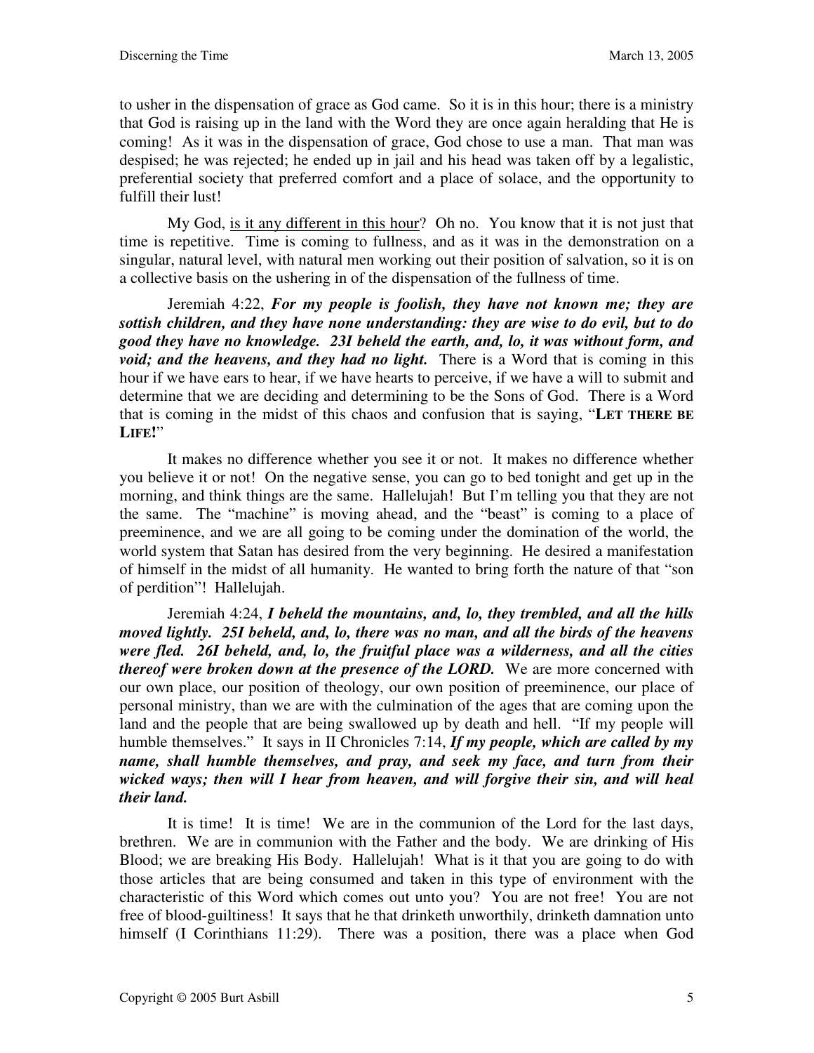to usher in the dispensation of grace as God came. So it is in this hour; there is a ministry that God is raising up in the land with the Word they are once again heralding that He is coming! As it was in the dispensation of grace, God chose to use a man. That man was despised; he was rejected; he ended up in jail and his head was taken off by a legalistic, preferential society that preferred comfort and a place of solace, and the opportunity to fulfill their lust!

My God, <u>is it any different in this hour</u>? Oh no. You know that it is not just that time is repetitive. Time is coming to fullness, and as it was in the demonstration on a singular, natural level, with natural men working out their position of salvation, so it is on a collective basis on the ushering in of the dispensation of the fullness of time.

Jeremiah 4:22, ***For my people is foolish, they have not known me; they are sottish children, and they have none understanding: they are wise to do evil, but to do good they have no knowledge. 23I beheld the earth, and, lo, it was without form, and void; and the heavens, and they had no light.*** There is a Word that is coming in this hour if we have ears to hear, if we have hearts to perceive, if we have a will to submit and determine that we are deciding and determining to be the Sons of God. There is a Word that is coming in the midst of this chaos and confusion that is saying, "**LET THERE BE LIFE!**"

It makes no difference whether you see it or not. It makes no difference whether you believe it or not! On the negative sense, you can go to bed tonight and get up in the morning, and think things are the same. Hallelujah! But I'm telling you that they are not the same. The "machine" is moving ahead, and the "beast" is coming to a place of preeminence, and we are all going to be coming under the domination of the world, the world system that Satan has desired from the very beginning. He desired a manifestation of himself in the midst of all humanity. He wanted to bring forth the nature of that "son of perdition"! Hallelujah.

Jeremiah 4:24, ***I beheld the mountains, and, lo, they trembled, and all the hills moved lightly. 25I beheld, and, lo, there was no man, and all the birds of the heavens were fled. 26I beheld, and, lo, the fruitful place was a wilderness, and all the cities thereof were broken down at the presence of the LORD.*** We are more concerned with our own place, our position of theology, our own position of preeminence, our place of personal ministry, than we are with the culmination of the ages that are coming upon the land and the people that are being swallowed up by death and hell. "If my people will humble themselves." It says in II Chronicles 7:14, ***If my people, which are called by my name, shall humble themselves, and pray, and seek my face, and turn from their wicked ways; then will I hear from heaven, and will forgive their sin, and will heal their land.***

It is time! It is time! We are in the communion of the Lord for the last days, brethren. We are in communion with the Father and the body. We are drinking of His Blood; we are breaking His Body. Hallelujah! What is it that you are going to do with those articles that are being consumed and taken in this type of environment with the characteristic of this Word which comes out unto you? You are not free! You are not free of blood-guiltiness! It says that he that drinketh unworthily, drinketh damnation unto himself (I Corinthians 11:29). There was a position, there was a place when God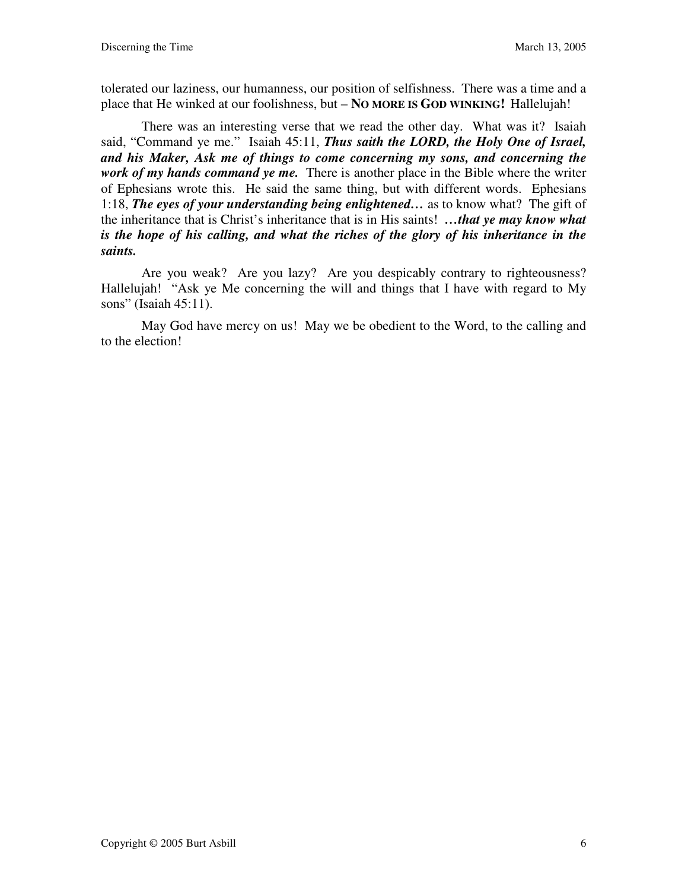tolerated our laziness, our humanness, our position of selfishness. There was a time and a place that He winked at our foolishness, but – **NO MORE IS GOD WINKING!** Hallelujah!

There was an interesting verse that we read the other day. What was it? Isaiah said, "Command ye me." Isaiah 45:11, ***Thus saith the LORD, the Holy One of Israel, and his Maker, Ask me of things to come concerning my sons, and concerning the work of my hands command ye me.*** There is another place in the Bible where the writer of Ephesians wrote this. He said the same thing, but with different words. Ephesians 1:18, ***The eyes of your understanding being enlightened…*** as to know what? The gift of the inheritance that is Christ's inheritance that is in His saints! ***…that ye may know what is the hope of his calling, and what the riches of the glory of his inheritance in the saints.***

Are you weak? Are you lazy? Are you despicably contrary to righteousness? Hallelujah! "Ask ye Me concerning the will and things that I have with regard to My sons" (Isaiah 45:11).

May God have mercy on us! May we be obedient to the Word, to the calling and to the election!